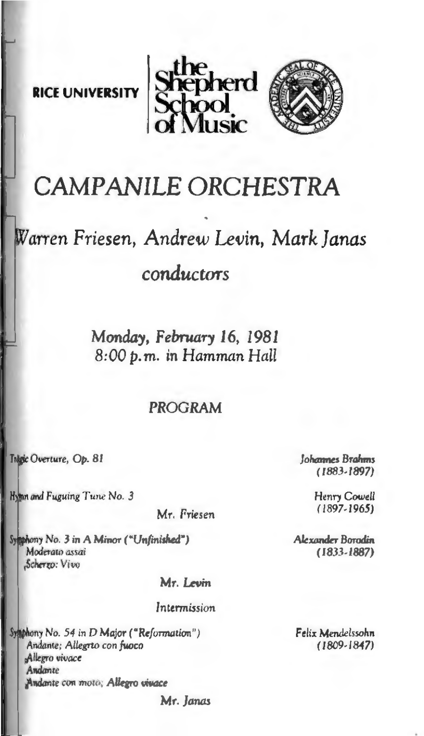RICE UNIVERSITY | the Shepherd School of Music

# CAMPANILE ORCHESTRA

## Warren Friesen, Andrew Levin, Mark Janas
## *conductors*

*Monday, February 16, 1981*
*8:00 p.m. in Hamman Hall*

### PROGRAM

*Tragic Overture, Op. 81* — *Johannes Brahms (1883-1897)*

*Hymn and Fuguing Tune No. 3* — *Henry Cowell (1897-1965)*

Mr. Friesen

*Symphony No. 3 in A Minor ("Unfinished")* — *Alexander Borodin (1833-1887)*
*Moderato assai*
*Scherzo: Vivo*

Mr. Levin

*Intermission*

*Symphony No. 54 in D Major ("Reformation")* — *Felix Mendelssohn (1809-1847)*
*Andante; Allegrto con fuoco*
*Allegro vivace*
*Andante*
*Andante con moto; Allegro vivace*

Mr. Janas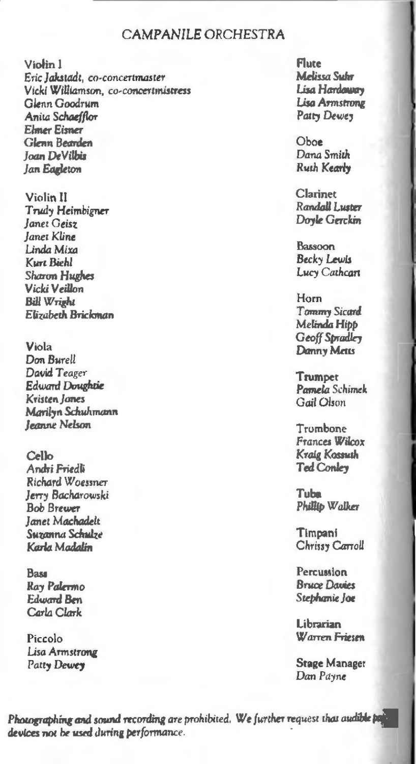# CAMPANILE ORCHESTRA

**Violin I**
*Eric Jakstadt, co-concertmaster*
*Vicki Williamson, co-concertmistress*
Glenn Goodrum
Anita Schaefflor
Elmer Eisner
Glenn Bearden
Joan DeVilbis
Jan Eagleton

**Violin II**
Trudy Heimbigner
Janet Geisz
Janet Kline
Linda Mixa
Kurt Biehl
Sharon Hughes
Vicki Veillon
Bill Wright
Elizabeth Brickman

**Viola**
Don Burell
David Teager
Edward Doughtie
Kristen Jones
Marilyn Schuhmann
Jeanne Nelson

**Cello**
Andri Friedli
Richard Woessner
Jerry Bacharowski
Bob Brewer
Janet Machadelt
Suzanna Schulze
Karla Madalin

**Bass**
Ray Palermo
Edward Ben
Carla Clark

**Piccolo**
Lisa Armstrong
Patty Dewey

**Flute**
Melissa Suhr
Lisa Hardaway
Lisa Armstrong
Patty Dewey

**Oboe**
Dana Smith
Ruth Kearly

**Clarinet**
Randall Luster
Doyle Gerckin

**Bassoon**
Becky Lewis
Lucy Cathcart

**Horn**
Tommy Sicard
Melinda Hipp
Geoff Spradley
Danny Metts

**Trumpet**
Pamela Schimek
Gail Olson

**Trombone**
Frances Wilcox
Kraig Kossuth
Ted Conley

**Tuba**
Phillip Walker

**Timpani**
Chrissy Carroll

**Percussion**
Bruce Davies
Stephanie Joe

**Librarian**
Warren Friesen

**Stage Manager**
Dan Payne

*Photographing and sound recording are prohibited. We further request that audible pa[ging] devices not be used during performance.*